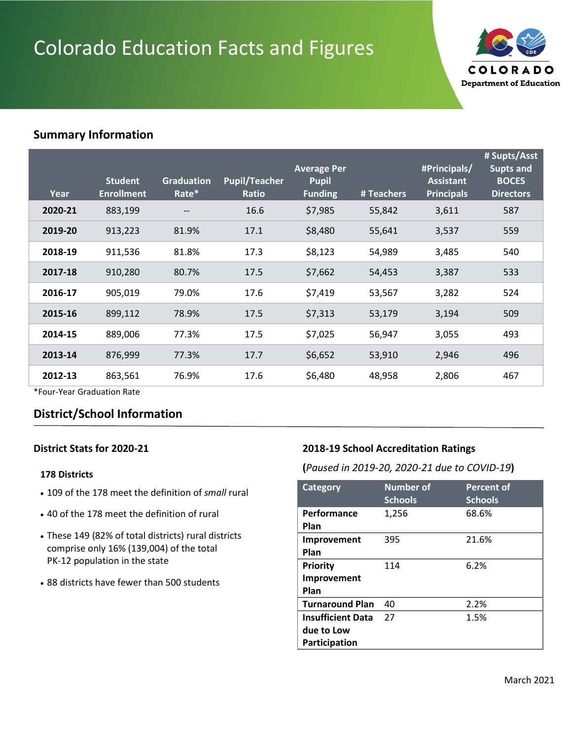# Colorado Education Facts and Figures

## Summary Information

| Year | Student Enrollment | Graduation Rate* | Pupil/Teacher Ratio | Average Per Pupil Funding | # Teachers | #Principals/ Assistant Principals | # Supts/Asst Supts and BOCES Directors |
|---|---|---|---|---|---|---|---|
| **2020-21** | 883,199 | -- | 16.6 | $7,985 | 55,842 | 3,611 | 587 |
| **2019-20** | 913,223 | 81.9% | 17.1 | $8,480 | 55,641 | 3,537 | 559 |
| **2018-19** | 911,536 | 81.8% | 17.3 | $8,123 | 54,989 | 3,485 | 540 |
| **2017-18** | 910,280 | 80.7% | 17.5 | $7,662 | 54,453 | 3,387 | 533 |
| **2016-17** | 905,019 | 79.0% | 17.6 | $7,419 | 53,567 | 3,282 | 524 |
| **2015-16** | 899,112 | 78.9% | 17.5 | $7,313 | 53,179 | 3,194 | 509 |
| **2014-15** | 889,006 | 77.3% | 17.5 | $7,025 | 56,947 | 3,055 | 493 |
| **2013-14** | 876,999 | 77.3% | 17.7 | $6,652 | 53,910 | 2,946 | 496 |
| **2012-13** | 863,561 | 76.9% | 17.6 | $6,480 | 48,958 | 2,806 | 467 |

*Four-Year Graduation Rate

## District/School Information

### District Stats for 2020-21

**178 Districts**

- 109 of the 178 meet the definition of *small* rural
- 40 of the 178 meet the definition of rural
- These 149 (82% of total districts) rural districts comprise only 16% (139,004) of the total PK-12 population in the state
- 88 districts have fewer than 500 students

### 2018-19 School Accreditation Ratings

**(***Paused in 2019-20, 2020-21 due to COVID-19***)**

| Category | Number of Schools | Percent of Schools |
|---|---|---|
| **Performance Plan** | 1,256 | 68.6% |
| **Improvement Plan** | 395 | 21.6% |
| **Priority Improvement Plan** | 114 | 6.2% |
| **Turnaround Plan** | 40 | 2.2% |
| **Insufficient Data due to Low Participation** | 27 | 1.5% |

March 2021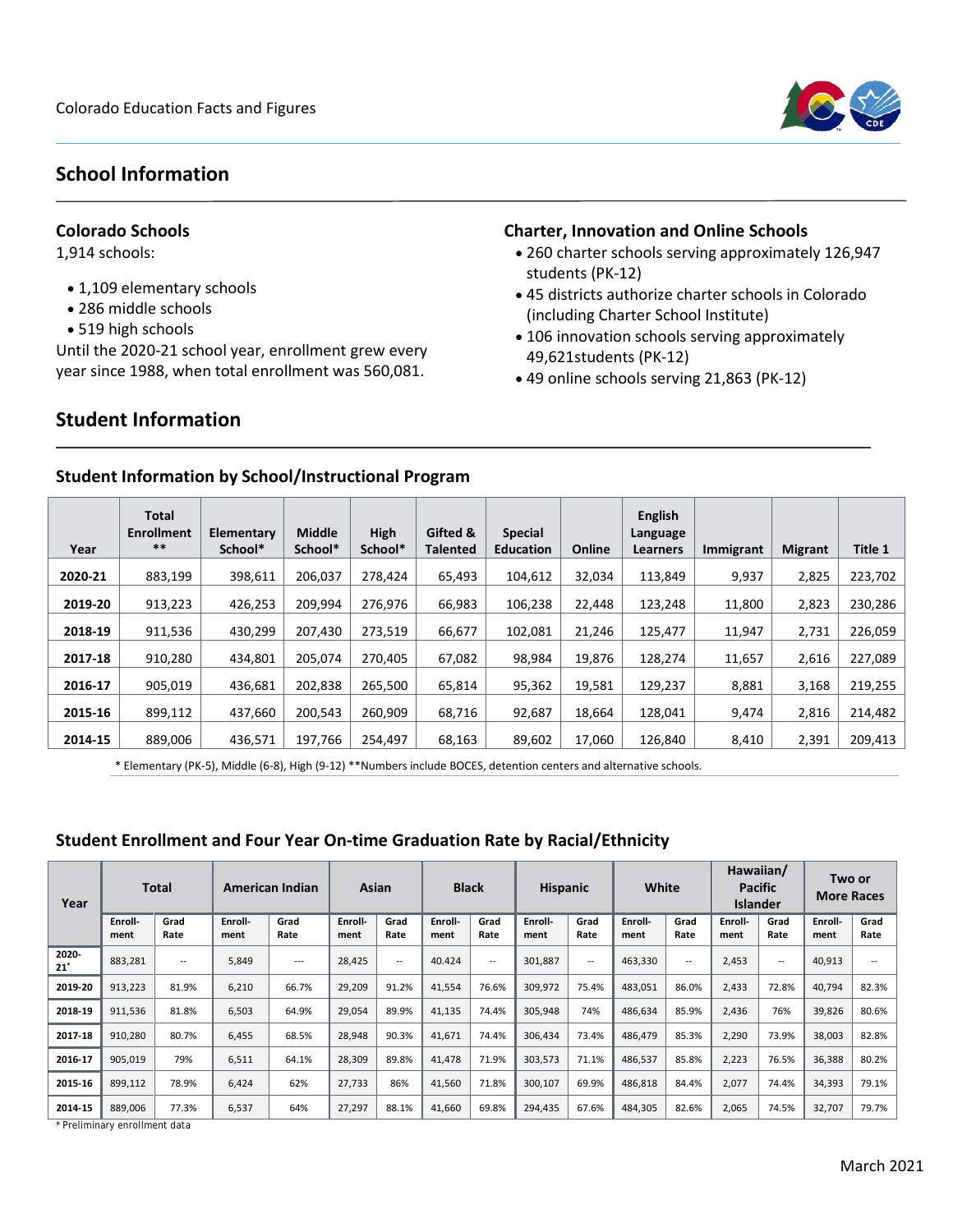## School Information

### Colorado Schools

1,914 schools:

- 1,109 elementary schools
- 286 middle schools
- 519 high schools

Until the 2020-21 school year, enrollment grew every year since 1988, when total enrollment was 560,081.

### Charter, Innovation and Online Schools

- 260 charter schools serving approximately 126,947 students (PK-12)
- 45 districts authorize charter schools in Colorado (including Charter School Institute)
- 106 innovation schools serving approximately 49,621students (PK-12)
- 49 online schools serving 21,863 (PK-12)

## Student Information

### Student Information by School/Instructional Program

| Year | Total Enrollment ** | Elementary School* | Middle School* | High School* | Gifted & Talented | Special Education | Online | English Language Learners | Immigrant | Migrant | Title 1 |
|---|---|---|---|---|---|---|---|---|---|---|---|
| 2020-21 | 883,199 | 398,611 | 206,037 | 278,424 | 65,493 | 104,612 | 32,034 | 113,849 | 9,937 | 2,825 | 223,702 |
| 2019-20 | 913,223 | 426,253 | 209,994 | 276,976 | 66,983 | 106,238 | 22,448 | 123,248 | 11,800 | 2,823 | 230,286 |
| 2018-19 | 911,536 | 430,299 | 207,430 | 273,519 | 66,677 | 102,081 | 21,246 | 125,477 | 11,947 | 2,731 | 226,059 |
| 2017-18 | 910,280 | 434,801 | 205,074 | 270,405 | 67,082 | 98,984 | 19,876 | 128,274 | 11,657 | 2,616 | 227,089 |
| 2016-17 | 905,019 | 436,681 | 202,838 | 265,500 | 65,814 | 95,362 | 19,581 | 129,237 | 8,881 | 3,168 | 219,255 |
| 2015-16 | 899,112 | 437,660 | 200,543 | 260,909 | 68,716 | 92,687 | 18,664 | 128,041 | 9,474 | 2,816 | 214,482 |
| 2014-15 | 889,006 | 436,571 | 197,766 | 254,497 | 68,163 | 89,602 | 17,060 | 126,840 | 8,410 | 2,391 | 209,413 |

* Elementary (PK-5), Middle (6-8), High (9-12) **Numbers include BOCES, detention centers and alternative schools.

### Student Enrollment and Four Year On-time Graduation Rate by Racial/Ethnicity

| Year | Total | | American Indian | | Asian | | Black | | Hispanic | | White | | Hawaiian/ Pacific Islander | | Two or More Races | |
|---|---|---|---|---|---|---|---|---|---|---|---|---|---|---|---|---|
| | Enroll-ment | Grad Rate | Enroll-ment | Grad Rate | Enroll-ment | Grad Rate | Enroll-ment | Grad Rate | Enroll-ment | Grad Rate | Enroll-ment | Grad Rate | Enroll-ment | Grad Rate | Enroll-ment | Grad Rate |
| 2020-21* | 883,281 | -- | 5,849 | --- | 28,425 | -- | 40.424 | -- | 301,887 | -- | 463,330 | -- | 2,453 | -- | 40,913 | -- |
| 2019-20 | 913,223 | 81.9% | 6,210 | 66.7% | 29,209 | 91.2% | 41,554 | 76.6% | 309,972 | 75.4% | 483,051 | 86.0% | 2,433 | 72.8% | 40,794 | 82.3% |
| 2018-19 | 911,536 | 81.8% | 6,503 | 64.9% | 29,054 | 89.9% | 41,135 | 74.4% | 305,948 | 74% | 486,634 | 85.9% | 2,436 | 76% | 39,826 | 80.6% |
| 2017-18 | 910,280 | 80.7% | 6,455 | 68.5% | 28,948 | 90.3% | 41,671 | 74.4% | 306,434 | 73.4% | 486,479 | 85.3% | 2,290 | 73.9% | 38,003 | 82.8% |
| 2016-17 | 905,019 | 79% | 6,511 | 64.1% | 28,309 | 89.8% | 41,478 | 71.9% | 303,573 | 71.1% | 486,537 | 85.8% | 2,223 | 76.5% | 36,388 | 80.2% |
| 2015-16 | 899,112 | 78.9% | 6,424 | 62% | 27,733 | 86% | 41,560 | 71.8% | 300,107 | 69.9% | 486,818 | 84.4% | 2,077 | 74.4% | 34,393 | 79.1% |
| 2014-15 | 889,006 | 77.3% | 6,537 | 64% | 27,297 | 88.1% | 41,660 | 69.8% | 294,435 | 67.6% | 484,305 | 82.6% | 2,065 | 74.5% | 32,707 | 79.7% |

* Preliminary enrollment data

March 2021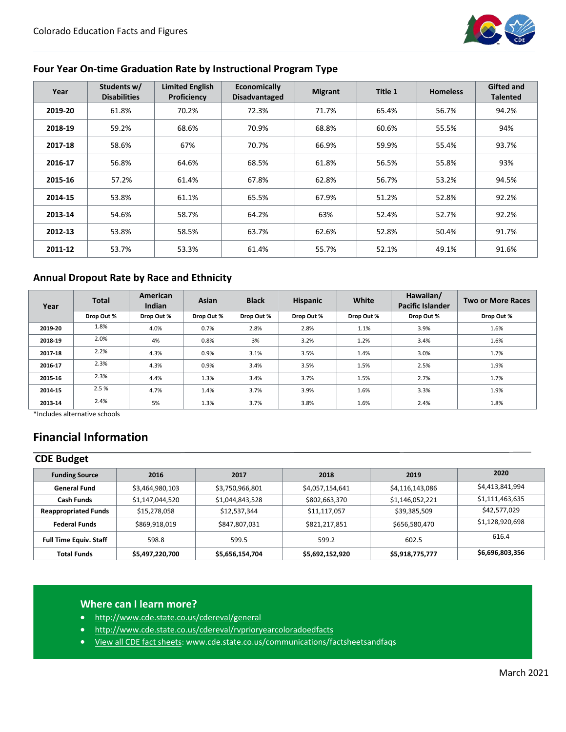## Four Year On-time Graduation Rate by Instructional Program Type

| Year | Students w/ Disabilities | Limited English Proficiency | Economically Disadvantaged | Migrant | Title 1 | Homeless | Gifted and Talented |
|---|---|---|---|---|---|---|---|
| 2019-20 | 61.8% | 70.2% | 72.3% | 71.7% | 65.4% | 56.7% | 94.2% |
| 2018-19 | 59.2% | 68.6% | 70.9% | 68.8% | 60.6% | 55.5% | 94% |
| 2017-18 | 58.6% | 67% | 70.7% | 66.9% | 59.9% | 55.4% | 93.7% |
| 2016-17 | 56.8% | 64.6% | 68.5% | 61.8% | 56.5% | 55.8% | 93% |
| 2015-16 | 57.2% | 61.4% | 67.8% | 62.8% | 56.7% | 53.2% | 94.5% |
| 2014-15 | 53.8% | 61.1% | 65.5% | 67.9% | 51.2% | 52.8% | 92.2% |
| 2013-14 | 54.6% | 58.7% | 64.2% | 63% | 52.4% | 52.7% | 92.2% |
| 2012-13 | 53.8% | 58.5% | 63.7% | 62.6% | 52.8% | 50.4% | 91.7% |
| 2011-12 | 53.7% | 53.3% | 61.4% | 55.7% | 52.1% | 49.1% | 91.6% |

## Annual Dropout Rate by Race and Ethnicity

| Year | Total | American Indian | Asian | Black | Hispanic | White | Hawaiian/ Pacific Islander | Two or More Races |
|---|---|---|---|---|---|---|---|---|
| | Drop Out % | Drop Out % | Drop Out % | Drop Out % | Drop Out % | Drop Out % | Drop Out % | Drop Out % |
| 2019-20 | 1.8% | 4.0% | 0.7% | 2.8% | 2.8% | 1.1% | 3.9% | 1.6% |
| 2018-19 | 2.0% | 4% | 0.8% | 3% | 3.2% | 1.2% | 3.4% | 1.6% |
| 2017-18 | 2.2% | 4.3% | 0.9% | 3.1% | 3.5% | 1.4% | 3.0% | 1.7% |
| 2016-17 | 2.3% | 4.3% | 0.9% | 3.4% | 3.5% | 1.5% | 2.5% | 1.9% |
| 2015-16 | 2.3% | 4.4% | 1.3% | 3.4% | 3.7% | 1.5% | 2.7% | 1.7% |
| 2014-15 | 2.5 % | 4.7% | 1.4% | 3.7% | 3.9% | 1.6% | 3.3% | 1.9% |
| 2013-14 | 2.4% | 5% | 1.3% | 3.7% | 3.8% | 1.6% | 2.4% | 1.8% |

*Includes alternative schools

# Financial Information

## CDE Budget

| Funding Source | 2016 | 2017 | 2018 | 2019 | 2020 |
|---|---|---|---|---|---|
| General Fund | $3,464,980,103 | $3,750,966,801 | $4,057,154,641 | $4,116,143,086 | $4,413,841,994 |
| Cash Funds | $1,147,044,520 | $1,044,843,528 | $802,663,370 | $1,146,052,221 | $1,111,463,635 |
| Reappropriated Funds | $15,278,058 | $12,537,344 | $11,117,057 | $39,385,509 | $42,577,029 |
| Federal Funds | $869,918,019 | $847,807,031 | $821,217,851 | $656,580,470 | $1,128,920,698 |
| Full Time Equiv. Staff | 598.8 | 599.5 | 599.2 | 602.5 | 616.4 |
| **Total Funds** | **$5,497,220,700** | **$5,656,154,704** | **$5,692,152,920** | **$5,918,775,777** | **$6,696,803,356** |

### Where can I learn more?

- http://www.cde.state.co.us/cdereval/general
- http://www.cde.state.co.us/cdereval/rvprioryearcoloradoedfacts
- View all CDE fact sheets: www.cde.state.co.us/communications/factsheetsandfaqs

March 2021